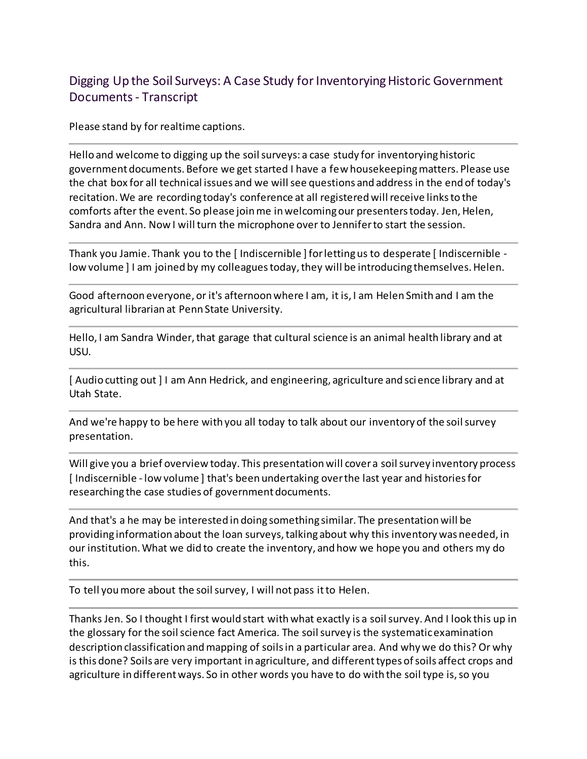# Digging Up the Soil Surveys: A Case Study for Inventorying Historic Government Documents - Transcript

Please stand by for realtime captions.

---

Hello and welcome to digging up the soil surveys: a case study for inventorying historic government documents. Before we get started I have a few housekeeping matters. Please use the chat box for all technical issues and we will see questions and address in the end of today's recitation. We are recording today's conference at all registered will receive links to the comforts after the event. So please join me in welcoming our presenters today. Jen, Helen, Sandra and Ann. Now I will turn the microphone over to Jennifer to start the session.

---

Thank you Jamie. Thank you to the [ Indiscernible ] for letting us to desperate [ Indiscernible - low volume ] I am joined by my colleagues today, they will be introducing themselves. Helen.

---

Good afternoon everyone, or it's afternoon where I am, it is, I am Helen Smith and I am the agricultural librarian at Penn State University.

---

Hello, I am Sandra Winder, that garage that cultural science is an animal health library and at USU.

---

[ Audio cutting out ] I am Ann Hedrick, and engineering, agriculture and science library and at Utah State.

---

And we're happy to be here with you all today to talk about our inventory of the soil survey presentation.

---

Will give you a brief overview today. This presentation will cover a soil survey inventory process [ Indiscernible - low volume ] that's been undertaking over the last year and histories for researching the case studies of government documents.

---

And that's a he may be interested in doing something similar. The presentation will be providing information about the loan surveys, talking about why this inventory was needed, in our institution. What we did to create the inventory, and how we hope you and others my do this.

---

To tell you more about the soil survey, I will not pass it to Helen.

---

Thanks Jen. So I thought I first would start with what exactly is a soil survey. And I look this up in the glossary for the soil science fact America. The soil survey is the systematic examination description classification and mapping of soils in a particular area. And why we do this? Or why is this done? Soils are very important in agriculture, and different types of soils affect crops and agriculture in different ways. So in other words you have to do with the soil type is, so you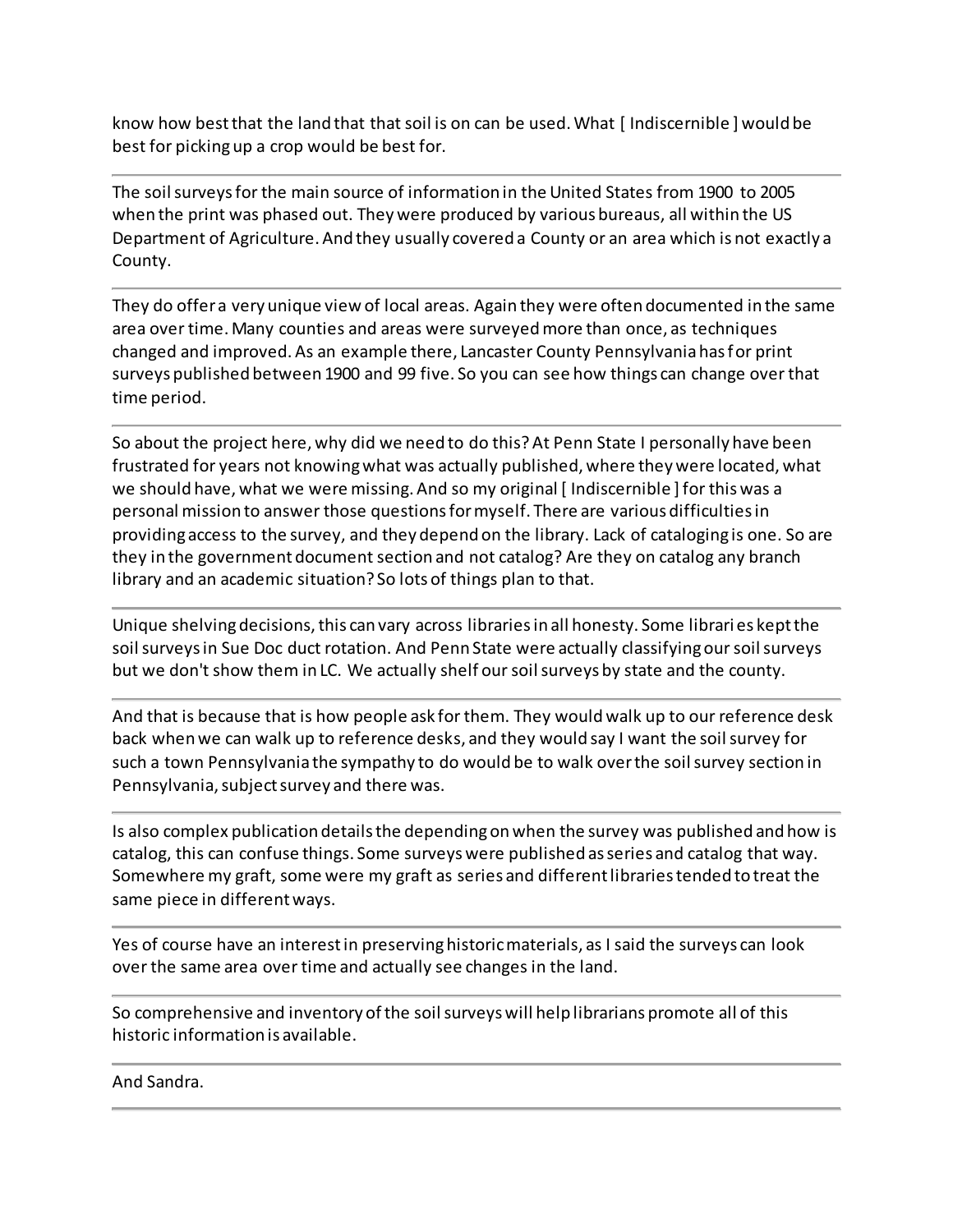know how best that the land that that soil is on can be used. What [ Indiscernible ] would be best for picking up a crop would be best for.

---

The soil surveys for the main source of information in the United States from 1900 to 2005 when the print was phased out. They were produced by various bureaus, all within the US Department of Agriculture. And they usually covered a County or an area which is not exactly a County.

---

They do offer a very unique view of local areas. Again they were often documented in the same area over time. Many counties and areas were surveyed more than once, as techniques changed and improved. As an example there, Lancaster County Pennsylvania has for print surveys published between 1900 and 99 five. So you can see how things can change over that time period.

---

So about the project here, why did we need to do this? At Penn State I personally have been frustrated for years not knowing what was actually published, where they were located, what we should have, what we were missing. And so my original [ Indiscernible ] for this was a personal mission to answer those questions for myself. There are various difficulties in providing access to the survey, and they depend on the library. Lack of cataloging is one. So are they in the government document section and not catalog? Are they on catalog any branch library and an academic situation? So lots of things plan to that.

---

Unique shelving decisions, this can vary across libraries in all honesty. Some libraries kept the soil surveys in Sue Doc duct rotation. And Penn State were actually classifying our soil surveys but we don't show them in LC. We actually shelf our soil surveys by state and the county.

---

And that is because that is how people ask for them. They would walk up to our reference desk back when we can walk up to reference desks, and they would say I want the soil survey for such a town Pennsylvania the sympathy to do would be to walk over the soil survey section in Pennsylvania, subject survey and there was.

---

Is also complex publication details the depending on when the survey was published and how is catalog, this can confuse things. Some surveys were published as series and catalog that way. Somewhere my graft, some were my graft as series and different libraries tended to treat the same piece in different ways.

---

Yes of course have an interest in preserving historic materials, as I said the surveys can look over the same area over time and actually see changes in the land.

---

So comprehensive and inventory of the soil surveys will help librarians promote all of this historic information is available.

---

And Sandra.

---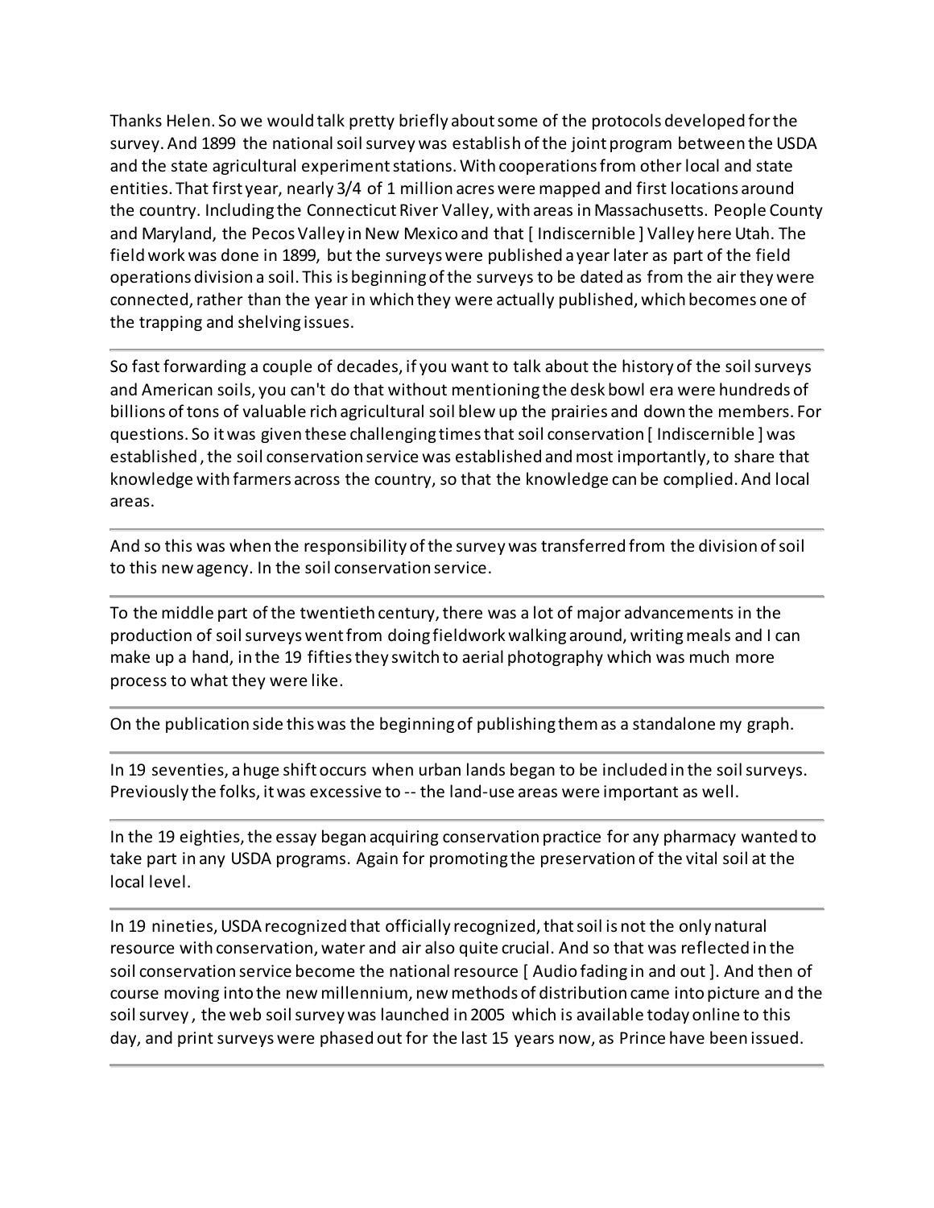Thanks Helen. So we would talk pretty briefly about some of the protocols developed for the survey. And 1899 the national soil survey was establish of the joint program between the USDA and the state agricultural experiment stations. With cooperations from other local and state entities. That first year, nearly 3/4 of 1 million acres were mapped and first locations around the country. Including the Connecticut River Valley, with areas in Massachusetts. People County and Maryland, the Pecos Valley in New Mexico and that [ Indiscernible ] Valley here Utah. The field work was done in 1899, but the surveys were published a year later as part of the field operations division a soil. This is beginning of the surveys to be dated as from the air they were connected, rather than the year in which they were actually published, which becomes one of the trapping and shelving issues.

---

So fast forwarding a couple of decades, if you want to talk about the history of the soil surveys and American soils, you can't do that without mentioning the desk bowl era were hundreds of billions of tons of valuable rich agricultural soil blew up the prairies and down the members. For questions. So it was given these challenging times that soil conservation [ Indiscernible ] was established , the soil conservation service was established and most importantly, to share that knowledge with farmers across the country, so that the knowledge can be complied. And local areas.

---

And so this was when the responsibility of the survey was transferred from the division of soil to this new agency. In the soil conservation service.

---

To the middle part of the twentieth century, there was a lot of major advancements in the production of soil surveys went from doing fieldwork walking around, writing meals and I can make up a hand, in the 19 fifties they switch to aerial photography which was much more process to what they were like.

---

On the publication side this was the beginning of publishing them as a standalone my graph.

---

In 19 seventies, a huge shift occurs when urban lands began to be included in the soil surveys. Previously the folks, it was excessive to -- the land-use areas were important as well.

---

In the 19 eighties, the essay began acquiring conservation practice for any pharmacy wanted to take part in any USDA programs. Again for promoting the preservation of the vital soil at the local level.

---

In 19 nineties, USDA recognized that officially recognized, that soil is not the only natural resource with conservation, water and air also quite crucial. And so that was reflected in the soil conservation service become the national resource [ Audio fading in and out ]. And then of course moving into the new millennium, new methods of distribution came into picture and the soil survey , the web soil survey was launched in 2005 which is available today online to this day, and print surveys were phased out for the last 15 years now, as Prince have been issued.

---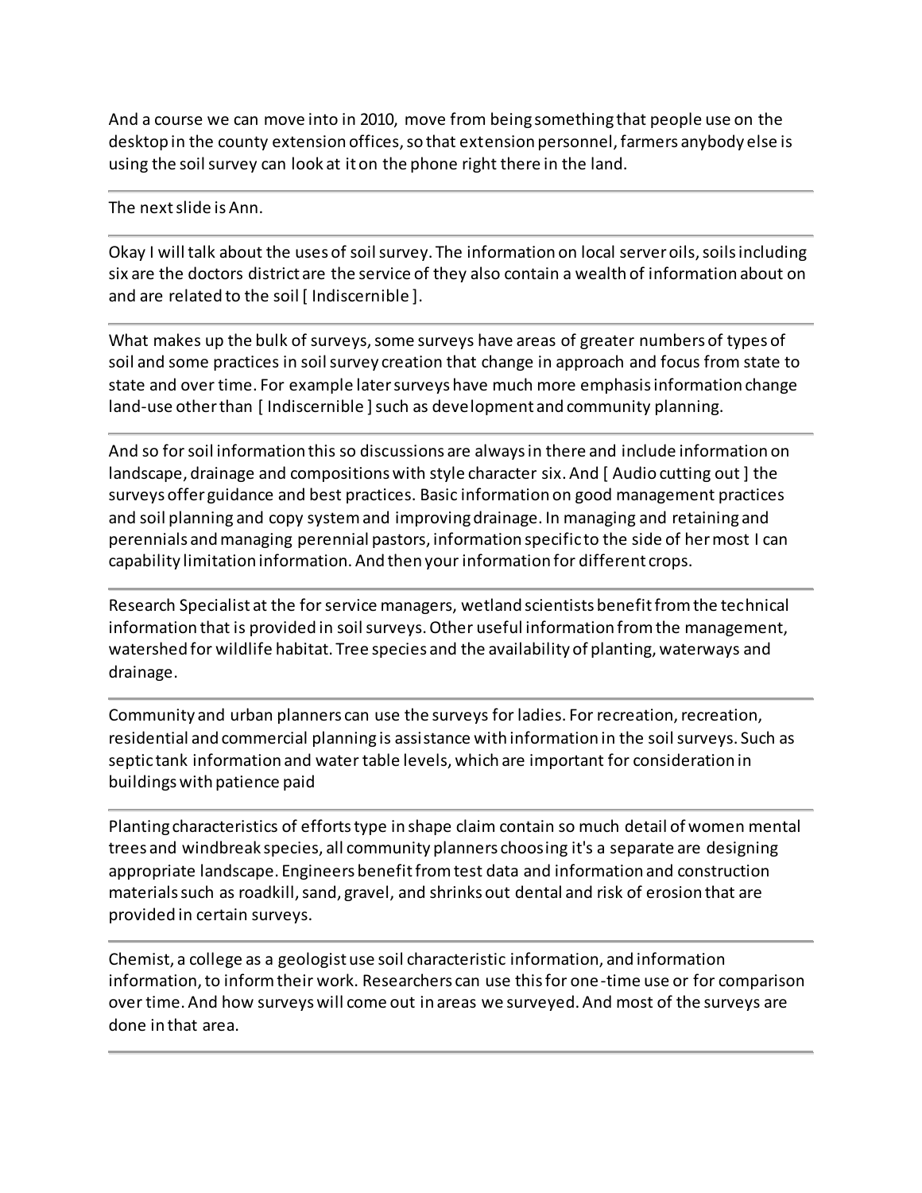And a course we can move into in 2010, move from being something that people use on the desktop in the county extension offices, so that extension personnel, farmers anybody else is using the soil survey can look at it on the phone right there in the land.

---

The next slide is Ann.

---

Okay I will talk about the uses of soil survey. The information on local server oils, soils including six are the doctors district are the service of they also contain a wealth of information about on and are related to the soil [ Indiscernible ].

---

What makes up the bulk of surveys, some surveys have areas of greater numbers of types of soil and some practices in soil survey creation that change in approach and focus from state to state and over time. For example later surveys have much more emphasis information change land-use other than [ Indiscernible ] such as development and community planning.

---

And so for soil information this so discussions are always in there and include information on landscape, drainage and compositions with style character six. And [ Audio cutting out ] the surveys offer guidance and best practices. Basic information on good management practices and soil planning and copy system and improving drainage. In managing and retaining and perennials and managing perennial pastors, information specific to the side of her most I can capability limitation information. And then your information for different crops.

---

Research Specialist at the for service managers, wetland scientists benefit from the technical information that is provided in soil surveys. Other useful information from the management, watershed for wildlife habitat. Tree species and the availability of planting, waterways and drainage.

---

Community and urban planners can use the surveys for ladies. For recreation, recreation, residential and commercial planning is assistance with information in the soil surveys. Such as septic tank information and water table levels, which are important for consideration in buildings with patience paid

---

Planting characteristics of efforts type in shape claim contain so much detail of women mental trees and windbreak species, all community planners choosing it's a separate are designing appropriate landscape. Engineers benefit from test data and information and construction materials such as roadkill, sand, gravel, and shrinks out dental and risk of erosion that are provided in certain surveys.

---

Chemist, a college as a geologist use soil characteristic information, and information information, to inform their work. Researchers can use this for one-time use or for comparison over time. And how surveys will come out in areas we surveyed. And most of the surveys are done in that area.

---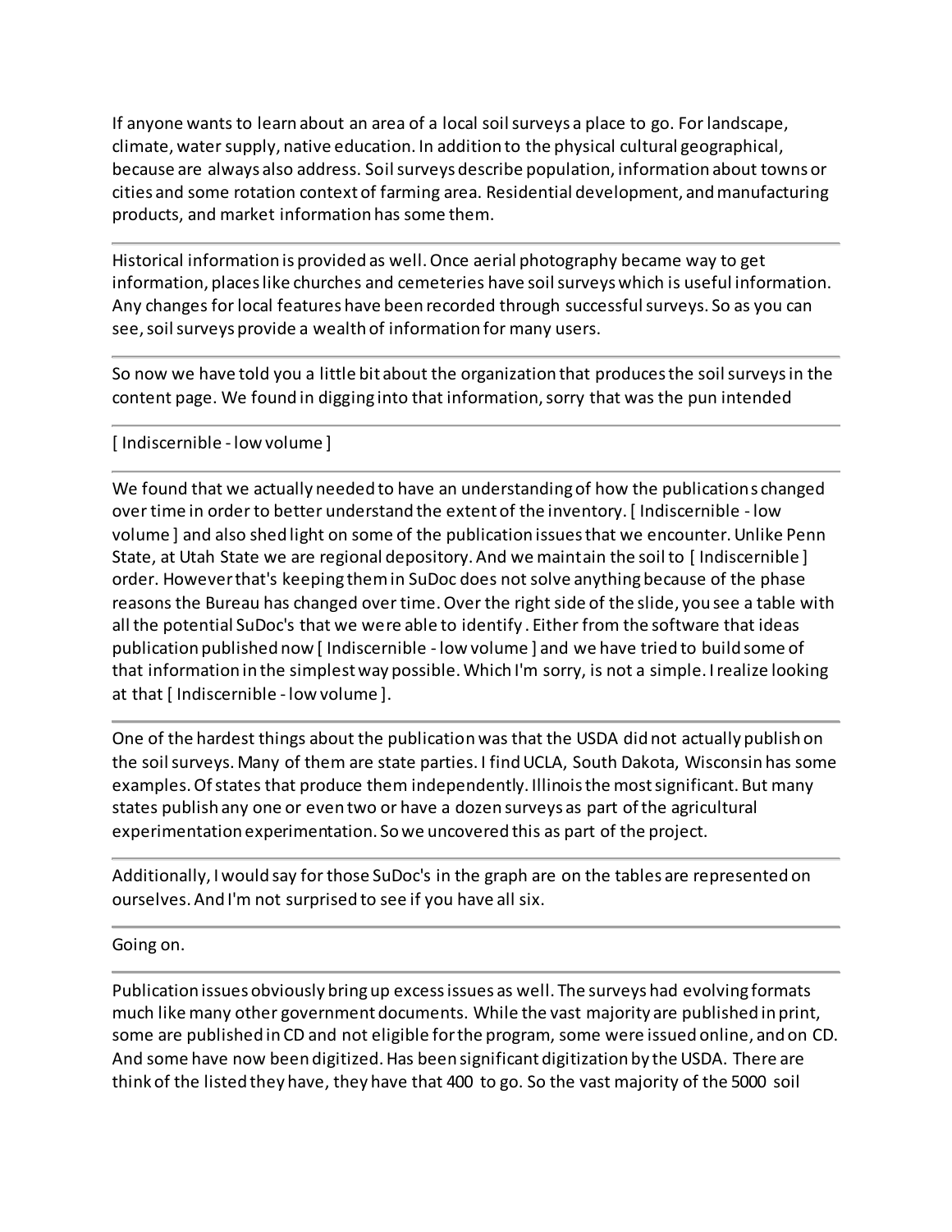If anyone wants to learn about an area of a local soil surveys a place to go. For landscape, climate, water supply, native education. In addition to the physical cultural geographical, because are always also address. Soil surveys describe population, information about towns or cities and some rotation context of farming area. Residential development, and manufacturing products, and market information has some them.

---

Historical information is provided as well. Once aerial photography became way to get information, places like churches and cemeteries have soil surveys which is useful information. Any changes for local features have been recorded through successful surveys. So as you can see, soil surveys provide a wealth of information for many users.

---

So now we have told you a little bit about the organization that produces the soil surveys in the content page. We found in digging into that information, sorry that was the pun intended

---

[ Indiscernible - low volume ]

---

We found that we actually needed to have an understanding of how the publications changed over time in order to better understand the extent of the inventory. [ Indiscernible - low volume ] and also shed light on some of the publication issues that we encounter. Unlike Penn State, at Utah State we are regional depository. And we maintain the soil to [ Indiscernible ] order. However that's keeping them in SuDoc does not solve anything because of the phase reasons the Bureau has changed over time. Over the right side of the slide, you see a table with all the potential SuDoc's that we were able to identify. Either from the software that ideas publication published now [ Indiscernible - low volume ] and we have tried to build some of that information in the simplest way possible. Which I'm sorry, is not a simple. I realize looking at that [ Indiscernible - low volume ].

---

One of the hardest things about the publication was that the USDA did not actually publish on the soil surveys. Many of them are state parties. I find UCLA, South Dakota, Wisconsin has some examples. Of states that produce them independently. Illinois the most significant. But many states publish any one or even two or have a dozen surveys as part of the agricultural experimentation experimentation. So we uncovered this as part of the project.

---

Additionally, I would say for those SuDoc's in the graph are on the tables are represented on ourselves. And I'm not surprised to see if you have all six.

---

Going on.

---

Publication issues obviously bring up excess issues as well. The surveys had evolving formats much like many other government documents. While the vast majority are published in print, some are published in CD and not eligible for the program, some were issued online, and on CD. And some have now been digitized. Has been significant digitization by the USDA. There are think of the listed they have, they have that 400 to go. So the vast majority of the 5000 soil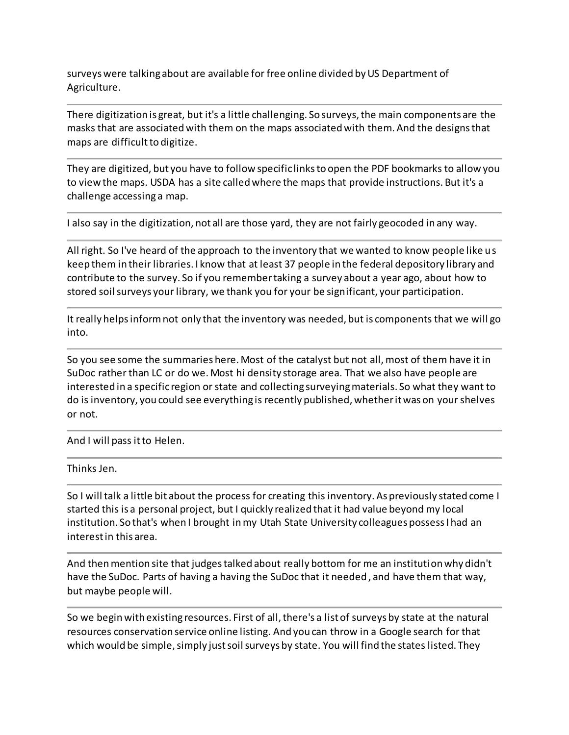surveys were talking about are available for free online divided by US Department of Agriculture.

---

There digitization is great, but it's a little challenging. So surveys, the main components are the masks that are associated with them on the maps associated with them. And the designs that maps are difficult to digitize.

---

They are digitized, but you have to follow specific links to open the PDF bookmarks to allow you to view the maps. USDA has a site called where the maps that provide instructions. But it's a challenge accessing a map.

---

I also say in the digitization, not all are those yard, they are not fairly geocoded in any way.

---

All right. So I've heard of the approach to the inventory that we wanted to know people like us keep them in their libraries. I know that at least 37 people in the federal depository library and contribute to the survey. So if you remember taking a survey about a year ago, about how to stored soil surveys your library, we thank you for your be significant, your participation.

---

It really helps inform not only that the inventory was needed, but is components that we will go into.

---

So you see some the summaries here. Most of the catalyst but not all, most of them have it in SuDoc rather than LC or do we. Most hi density storage area. That we also have people are interested in a specific region or state and collecting surveying materials. So what they want to do is inventory, you could see everything is recently published, whether it was on your shelves or not.

---

And I will pass it to Helen.

---

Thinks Jen.

---

So I will talk a little bit about the process for creating this inventory. As previously stated come I started this is a personal project, but I quickly realized that it had value beyond my local institution. So that's when I brought in my Utah State University colleagues possess I had an interest in this area.

---

And then mention site that judges talked about really bottom for me an institution why didn't have the SuDoc. Parts of having a having the SuDoc that it needed, and have them that way, but maybe people will.

---

So we begin with existing resources. First of all, there's a list of surveys by state at the natural resources conservation service online listing. And you can throw in a Google search for that which would be simple, simply just soil surveys by state. You will find the states listed. They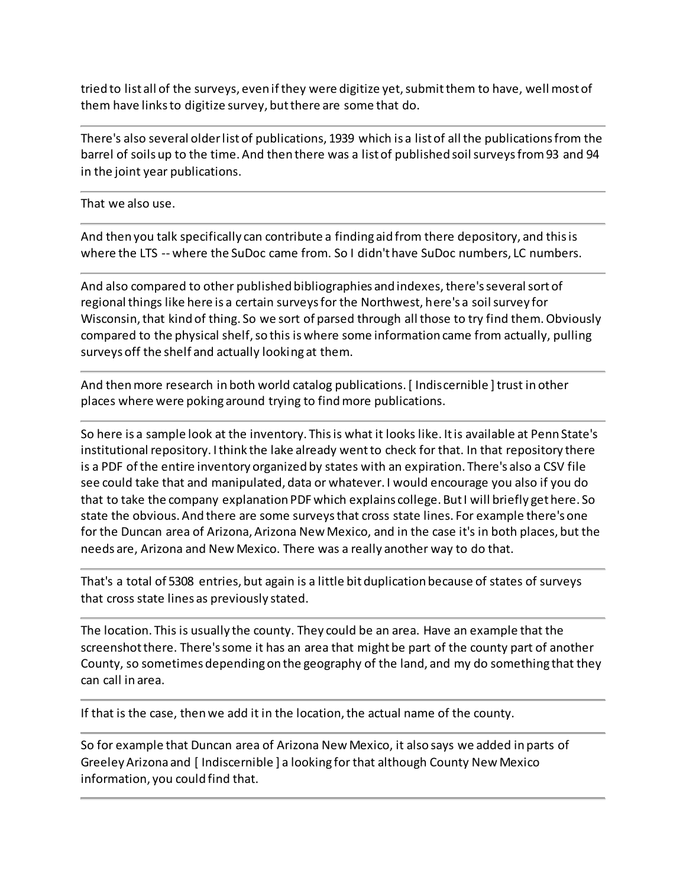tried to list all of the surveys, even if they were digitize yet, submit them to have, well most of them have links to digitize survey, but there are some that do.

---

There's also several older list of publications, 1939 which is a list of all the publications from the barrel of soils up to the time. And then there was a list of published soil surveys from 93 and 94 in the joint year publications.

---

That we also use.

---

And then you talk specifically can contribute a finding aid from there depository, and this is where the LTS -- where the SuDoc came from. So I didn't have SuDoc numbers, LC numbers.

---

And also compared to other published bibliographies and indexes, there's several sort of regional things like here is a certain surveys for the Northwest, here's a soil survey for Wisconsin, that kind of thing. So we sort of parsed through all those to try find them. Obviously compared to the physical shelf, so this is where some information came from actually, pulling surveys off the shelf and actually looking at them.

---

And then more research in both world catalog publications. [ Indiscernible ] trust in other places where were poking around trying to find more publications.

---

So here is a sample look at the inventory. This is what it looks like. It is available at Penn State's institutional repository. I think the lake already went to check for that. In that repository there is a PDF of the entire inventory organized by states with an expiration. There's also a CSV file see could take that and manipulated, data or whatever. I would encourage you also if you do that to take the company explanation PDF which explains college. But I will briefly get here. So state the obvious. And there are some surveys that cross state lines. For example there's one for the Duncan area of Arizona, Arizona New Mexico, and in the case it's in both places, but the needs are, Arizona and New Mexico. There was a really another way to do that.

---

That's a total of 5308 entries, but again is a little bit duplication because of states of surveys that cross state lines as previously stated.

---

The location. This is usually the county. They could be an area. Have an example that the screenshot there. There's some it has an area that might be part of the county part of another County, so sometimes depending on the geography of the land, and my do something that they can call in area.

---

If that is the case, then we add it in the location, the actual name of the county.

---

So for example that Duncan area of Arizona New Mexico, it also says we added in parts of Greeley Arizona and [ Indiscernible ] a looking for that although County New Mexico information, you could find that.

---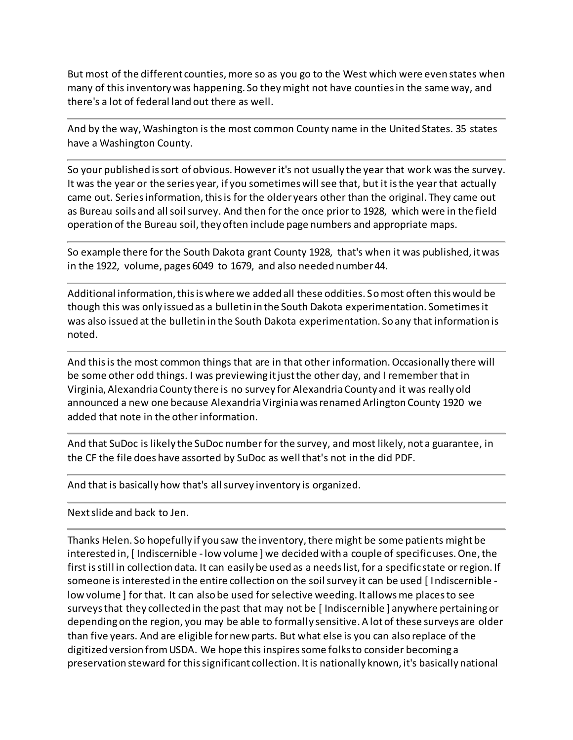But most of the different counties, more so as you go to the West which were even states when many of this inventory was happening. So they might not have counties in the same way, and there's a lot of federal land out there as well.

---

And by the way, Washington is the most common County name in the United States. 35 states have a Washington County.

---

So your published is sort of obvious. However it's not usually the year that work was the survey. It was the year or the series year, if you sometimes will see that, but it is the year that actually came out. Series information, this is for the older years other than the original. They came out as Bureau soils and all soil survey. And then for the once prior to 1928, which were in the field operation of the Bureau soil, they often include page numbers and appropriate maps.

---

So example there for the South Dakota grant County 1928, that's when it was published, it was in the 1922, volume, pages 6049 to 1679, and also needed number 44.

---

Additional information, this is where we added all these oddities. So most often this would be though this was only issued as a bulletin in the South Dakota experimentation. Sometimes it was also issued at the bulletin in the South Dakota experimentation. So any that information is noted.

---

And this is the most common things that are in that other information. Occasionally there will be some other odd things. I was previewing it just the other day, and I remember that in Virginia, Alexandria County there is no survey for Alexandria County and it was really old announced a new one because Alexandria Virginia was renamed Arlington County 1920 we added that note in the other information.

---

And that SuDoc is likely the SuDoc number for the survey, and most likely, not a guarantee, in the CF the file does have assorted by SuDoc as well that's not in the did PDF.

---

And that is basically how that's all survey inventory is organized.

---

Next slide and back to Jen.

---

Thanks Helen. So hopefully if you saw the inventory, there might be some patients might be interested in, [ Indiscernible - low volume ] we decided with a couple of specific uses. One, the first is still in collection data. It can easily be used as a needs list, for a specific state or region. If someone is interested in the entire collection on the soil survey it can be used [ Indiscernible - low volume ] for that. It can also be used for selective weeding. It allows me places to see surveys that they collected in the past that may not be [ Indiscernible ] anywhere pertaining or depending on the region, you may be able to formally sensitive. A lot of these surveys are older than five years. And are eligible for new parts. But what else is you can also replace of the digitized version from USDA. We hope this inspires some folks to consider becoming a preservation steward for this significant collection. It is nationally known, it's basically national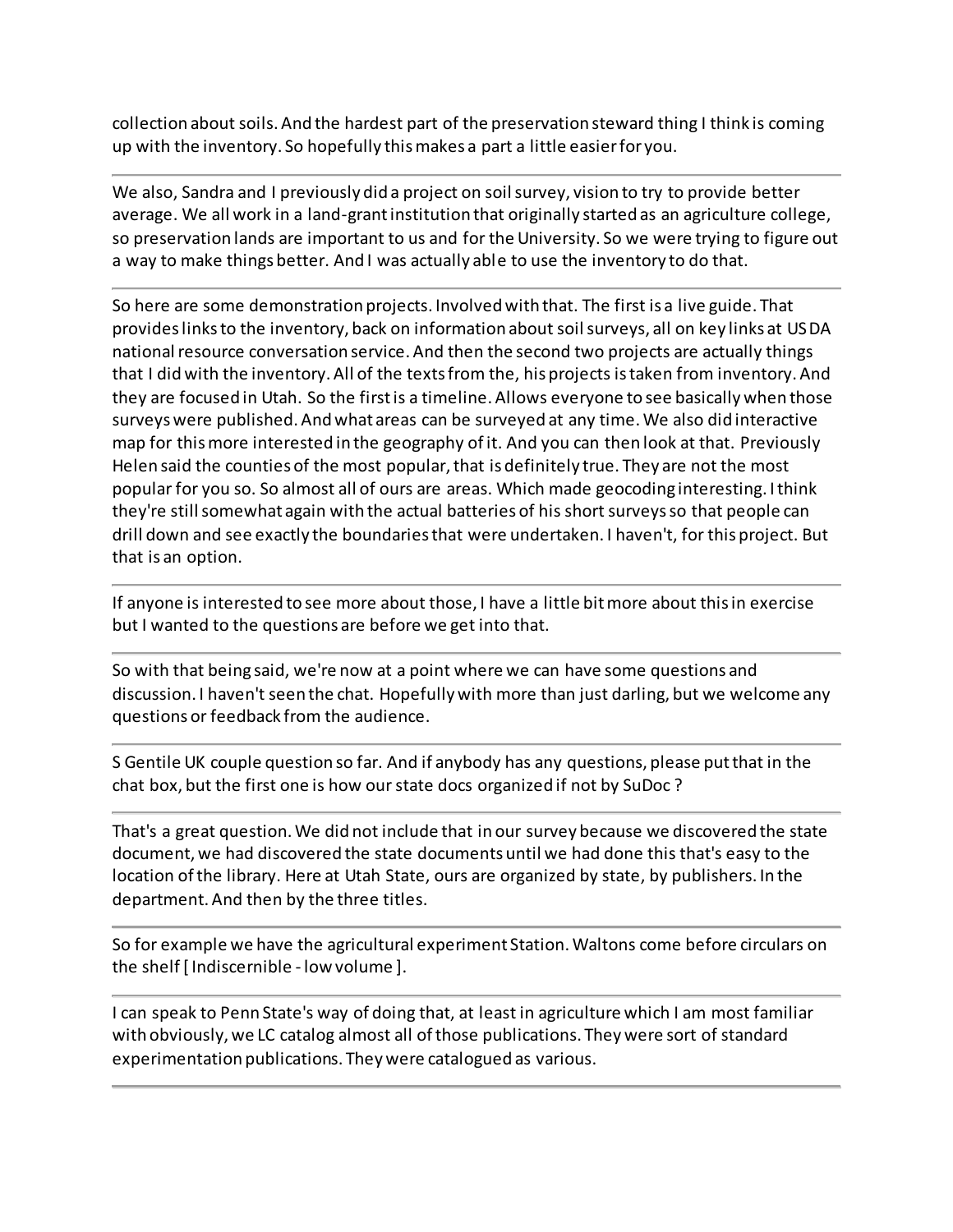collection about soils. And the hardest part of the preservation steward thing I think is coming up with the inventory. So hopefully this makes a part a little easier for you.

---

We also, Sandra and I previously did a project on soil survey, vision to try to provide better average. We all work in a land-grant institution that originally started as an agriculture college, so preservation lands are important to us and for the University. So we were trying to figure out a way to make things better. And I was actually able to use the inventory to do that.

---

So here are some demonstration projects. Involved with that. The first is a live guide. That provides links to the inventory, back on information about soil surveys, all on key links at USDA national resource conversation service. And then the second two projects are actually things that I did with the inventory. All of the texts from the, his projects is taken from inventory. And they are focused in Utah. So the first is a timeline. Allows everyone to see basically when those surveys were published. And what areas can be surveyed at any time. We also did interactive map for this more interested in the geography of it. And you can then look at that. Previously Helen said the counties of the most popular, that is definitely true. They are not the most popular for you so. So almost all of ours are areas. Which made geocoding interesting. I think they're still somewhat again with the actual batteries of his short surveys so that people can drill down and see exactly the boundaries that were undertaken. I haven't, for this project. But that is an option.

---

If anyone is interested to see more about those, I have a little bit more about this in exercise but I wanted to the questions are before we get into that.

---

So with that being said, we're now at a point where we can have some questions and discussion. I haven't seen the chat. Hopefully with more than just darling, but we welcome any questions or feedback from the audience.

---

S Gentile UK couple question so far. And if anybody has any questions, please put that in the chat box, but the first one is how our state docs organized if not by SuDoc ?

---

That's a great question. We did not include that in our survey because we discovered the state document, we had discovered the state documents until we had done this that's easy to the location of the library. Here at Utah State, ours are organized by state, by publishers. In the department. And then by the three titles.

---

So for example we have the agricultural experiment Station. Waltons come before circulars on the shelf [ Indiscernible - low volume ].

---

I can speak to Penn State's way of doing that, at least in agriculture which I am most familiar with obviously, we LC catalog almost all of those publications. They were sort of standard experimentation publications. They were catalogued as various.

---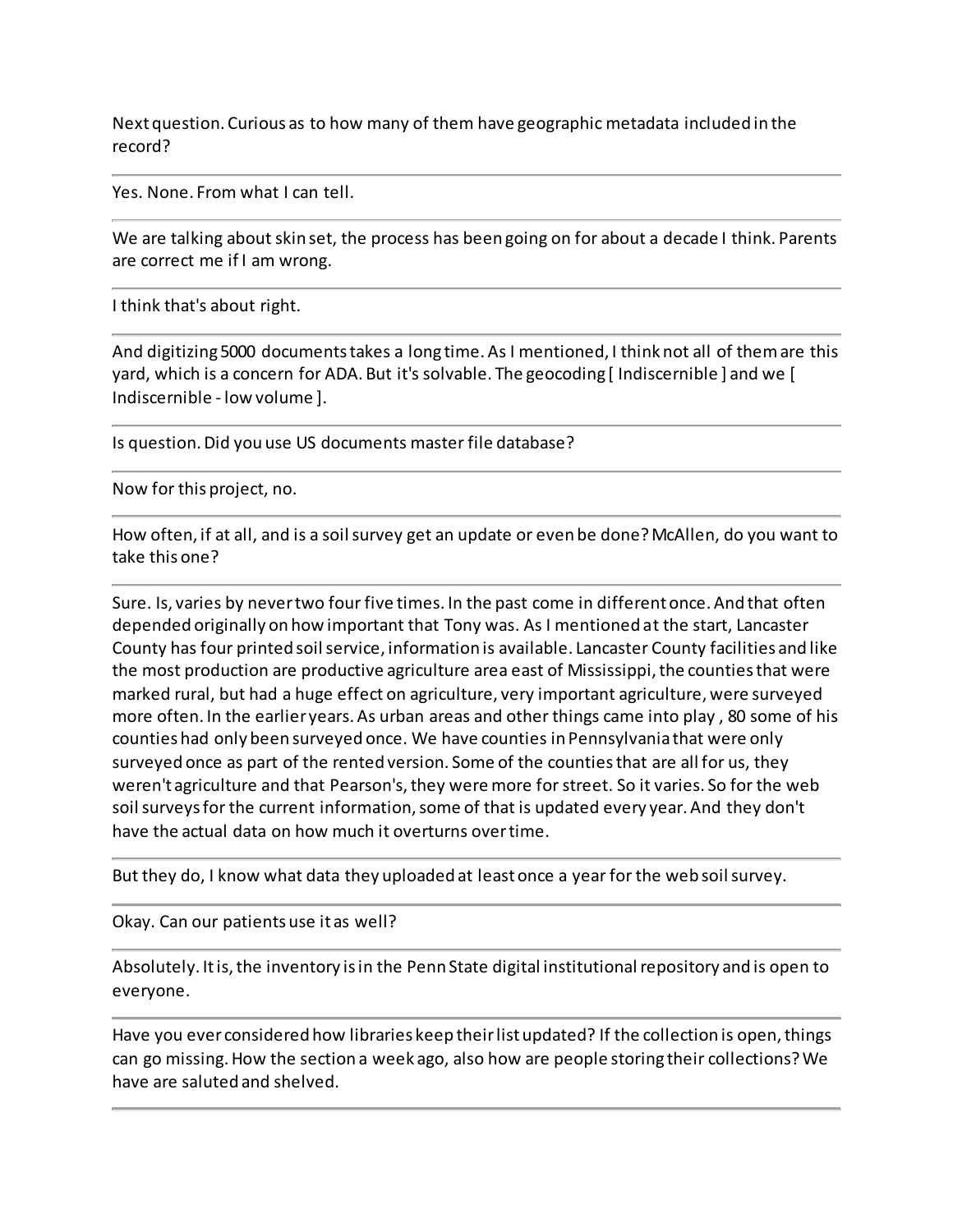Next question. Curious as to how many of them have geographic metadata included in the record?

---

Yes. None. From what I can tell.

---

We are talking about skin set, the process has been going on for about a decade I think. Parents are correct me if I am wrong.

---

I think that's about right.

---

And digitizing 5000 documents takes a long time. As I mentioned, I think not all of them are this yard, which is a concern for ADA. But it's solvable. The geocoding [ Indiscernible ] and we [ Indiscernible - low volume ].

---

Is question. Did you use US documents master file database?

---

Now for this project, no.

---

How often, if at all, and is a soil survey get an update or even be done? McAllen, do you want to take this one?

---

Sure. Is, varies by never two four five times. In the past come in different once. And that often depended originally on how important that Tony was. As I mentioned at the start, Lancaster County has four printed soil service, information is available. Lancaster County facilities and like the most production are productive agriculture area east of Mississippi, the counties that were marked rural, but had a huge effect on agriculture, very important agriculture, were surveyed more often. In the earlier years. As urban areas and other things came into play , 80 some of his counties had only been surveyed once. We have counties in Pennsylvania that were only surveyed once as part of the rented version. Some of the counties that are all for us, they weren't agriculture and that Pearson's, they were more for street. So it varies. So for the web soil surveys for the current information, some of that is updated every year. And they don't have the actual data on how much it overturns over time.

---

But they do, I know what data they uploaded at least once a year for the web soil survey.

---

Okay. Can our patients use it as well?

---

Absolutely. It is, the inventory is in the Penn State digital institutional repository and is open to everyone.

---

Have you ever considered how libraries keep their list updated? If the collection is open, things can go missing. How the section a week ago, also how are people storing their collections? We have are saluted and shelved.

---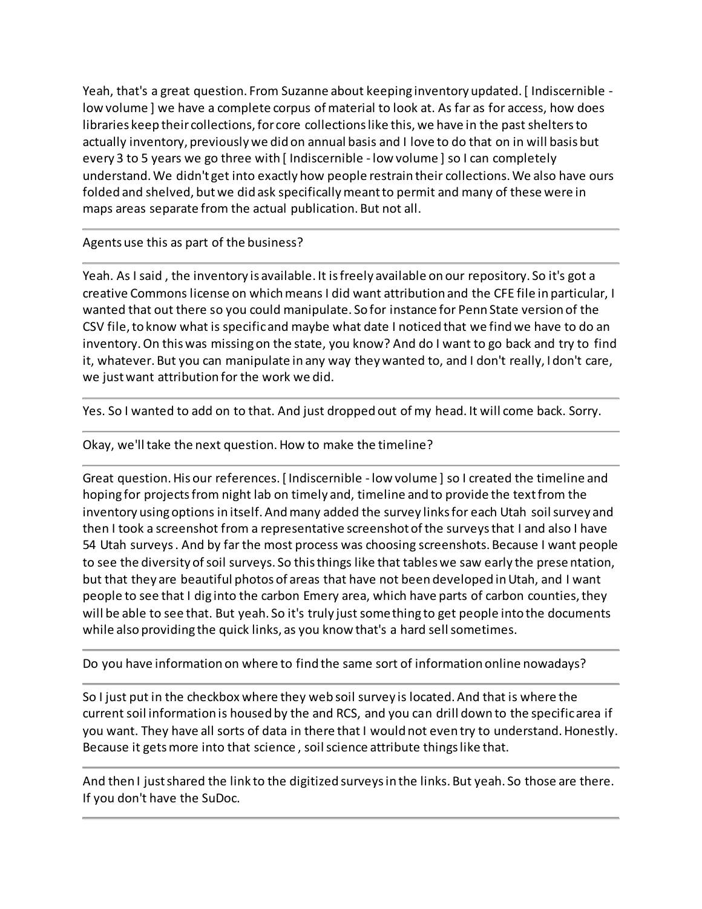Yeah, that's a great question. From Suzanne about keeping inventory updated. [ Indiscernible - low volume ] we have a complete corpus of material to look at. As far as for access, how does libraries keep their collections, for core collections like this, we have in the past shelters to actually inventory, previously we did on annual basis and I love to do that on in will basis but every 3 to 5 years we go three with [ Indiscernible - low volume ] so I can completely understand. We didn't get into exactly how people restrain their collections. We also have ours folded and shelved, but we did ask specifically meant to permit and many of these were in maps areas separate from the actual publication. But not all.

---

Agents use this as part of the business?

---

Yeah. As I said , the inventory is available. It is freely available on our repository. So it's got a creative Commons license on which means I did want attribution and the CFE file in particular, I wanted that out there so you could manipulate. So for instance for Penn State version of the CSV file, to know what is specific and maybe what date I noticed that we find we have to do an inventory. On this was missing on the state, you know? And do I want to go back and try to find it, whatever. But you can manipulate in any way they wanted to, and I don't really, I don't care, we just want attribution for the work we did.

---

Yes. So I wanted to add on to that. And just dropped out of my head. It will come back. Sorry.

---

Okay, we'll take the next question. How to make the timeline?

---

Great question. His our references. [ Indiscernible - low volume ] so I created the timeline and hoping for projects from night lab on timely and, timeline and to provide the text from the inventory using options in itself. And many added the survey links for each Utah soil survey and then I took a screenshot from a representative screenshot of the surveys that I and also I have 54 Utah surveys . And by far the most process was choosing screenshots. Because I want people to see the diversity of soil surveys. So this things like that tables we saw early the prese ntation, but that they are beautiful photos of areas that have not been developed in Utah, and I want people to see that I dig into the carbon Emery area, which have parts of carbon counties, they will be able to see that. But yeah. So it's truly just something to get people into the documents while also providing the quick links, as you know that's a hard sell sometimes.

---

Do you have information on where to find the same sort of information online nowadays?

---

So I just put in the checkbox where they web soil survey is located. And that is where the current soil information is housed by the and RCS, and you can drill down to the specific area if you want. They have all sorts of data in there that I would not even try to understand. Honestly. Because it gets more into that science , soil science attribute things like that.

---

And then I just shared the link to the digitized surveys in the links. But yeah. So those are there. If you don't have the SuDoc.

---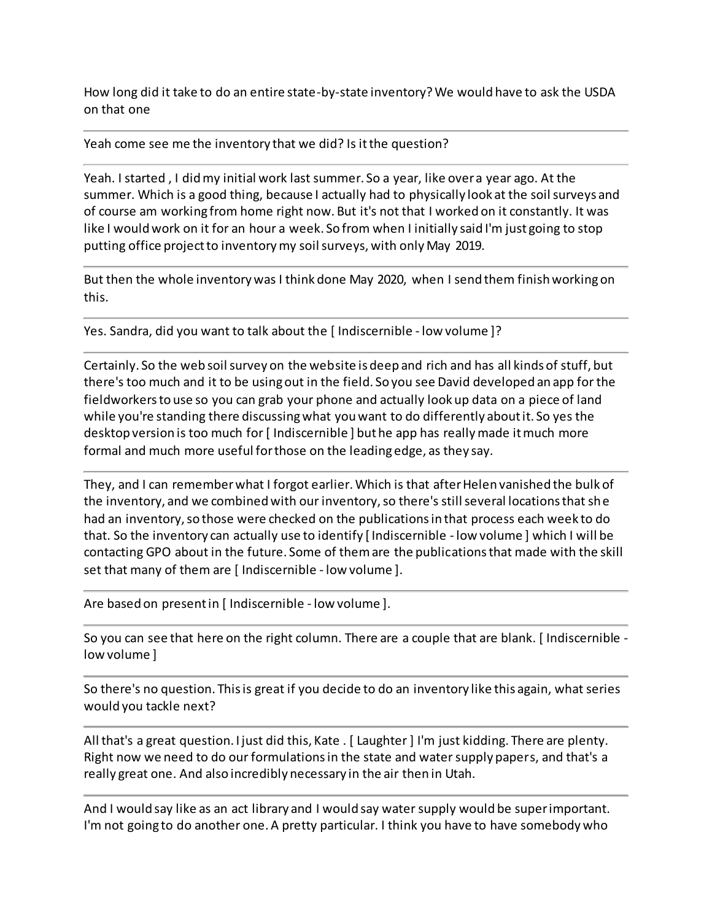How long did it take to do an entire state-by-state inventory? We would have to ask the USDA on that one

---

Yeah come see me the inventory that we did? Is it the question?

---

Yeah. I started , I did my initial work last summer. So a year, like over a year ago. At the summer. Which is a good thing, because I actually had to physically look at the soil surveys and of course am working from home right now. But it's not that I worked on it constantly. It was like I would work on it for an hour a week. So from when I initially said I'm just going to stop putting office project to inventory my soil surveys, with only May 2019.

---

But then the whole inventory was I think done May 2020, when I send them finish working on this.

---

Yes. Sandra, did you want to talk about the [ Indiscernible - low volume ]?

---

Certainly. So the web soil survey on the website is deep and rich and has all kinds of stuff, but there's too much and it to be using out in the field. So you see David developed an app for the fieldworkers to use so you can grab your phone and actually look up data on a piece of land while you're standing there discussing what you want to do differently about it. So yes the desktop version is too much for [ Indiscernible ] but he app has really made it much more formal and much more useful for those on the leading edge, as they say.

---

They, and I can remember what I forgot earlier. Which is that after Helen vanished the bulk of the inventory, and we combined with our inventory, so there's still several locations that she had an inventory, so those were checked on the publications in that process each week to do that. So the inventory can actually use to identify [ Indiscernible - low volume ] which I will be contacting GPO about in the future. Some of them are the publications that made with the skill set that many of them are [ Indiscernible - low volume ].

---

Are based on present in [ Indiscernible - low volume ].

---

So you can see that here on the right column. There are a couple that are blank. [ Indiscernible - low volume ]

---

So there's no question. This is great if you decide to do an inventory like this again, what series would you tackle next?

---

All that's a great question. I just did this, Kate . [ Laughter ] I'm just kidding. There are plenty. Right now we need to do our formulations in the state and water supply papers, and that's a really great one. And also incredibly necessary in the air then in Utah.

---

And I would say like as an act library and I would say water supply would be super important. I'm not going to do another one. A pretty particular. I think you have to have somebody who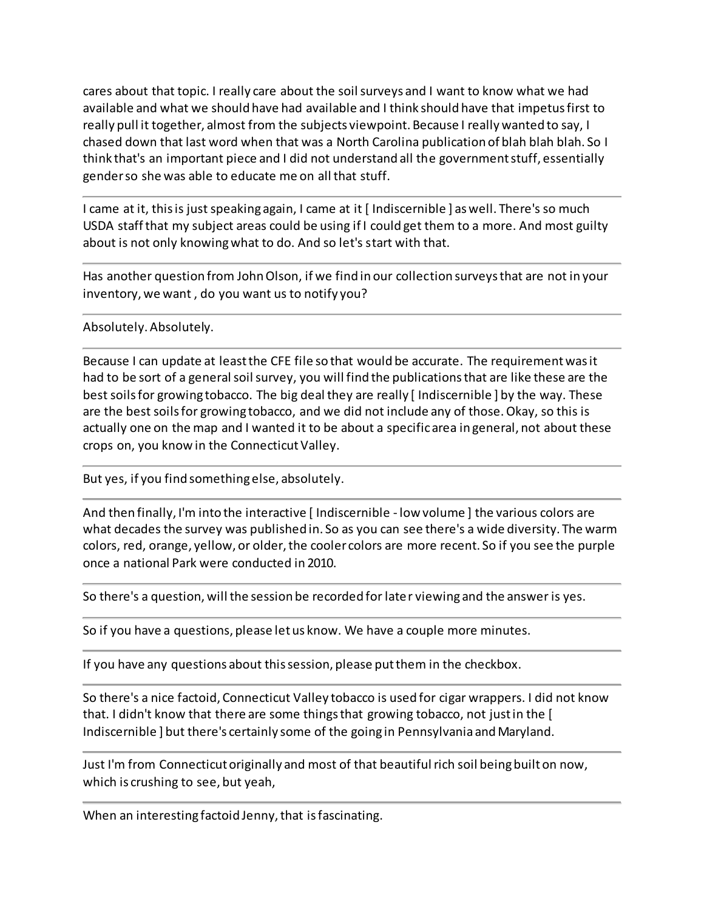cares about that topic. I really care about the soil surveys and I want to know what we had available and what we should have had available and I think should have that impetus first to really pull it together, almost from the subjects viewpoint. Because I really wanted to say, I chased down that last word when that was a North Carolina publication of blah blah blah. So I think that's an important piece and I did not understand all the government stuff, essentially gender so she was able to educate me on all that stuff.

---

I came at it, this is just speaking again, I came at it [ Indiscernible ] as well. There's so much USDA staff that my subject areas could be using if I could get them to a more. And most guilty about is not only knowing what to do. And so let's start with that.

---

Has another question from John Olson, if we find in our collection surveys that are not in your inventory, we want , do you want us to notify you?

---

Absolutely. Absolutely.

---

Because I can update at least the CFE file so that would be accurate. The requirement was it had to be sort of a general soil survey, you will find the publications that are like these are the best soils for growing tobacco. The big deal they are really [ Indiscernible ] by the way. These are the best soils for growing tobacco, and we did not include any of those. Okay, so this is actually one on the map and I wanted it to be about a specific area in general, not about these crops on, you know in the Connecticut Valley.

---

But yes, if you find something else, absolutely.

---

And then finally, I'm into the interactive [ Indiscernible - low volume ] the various colors are what decades the survey was published in. So as you can see there's a wide diversity. The warm colors, red, orange, yellow, or older, the cooler colors are more recent. So if you see the purple once a national Park were conducted in 2010.

---

So there's a question, will the session be recorded for later viewing and the answer is yes.

---

So if you have a questions, please let us know. We have a couple more minutes.

---

If you have any questions about this session, please put them in the checkbox.

---

So there's a nice factoid, Connecticut Valley tobacco is used for cigar wrappers. I did not know that. I didn't know that there are some things that growing tobacco, not just in the [ Indiscernible ] but there's certainly some of the going in Pennsylvania and Maryland.

---

Just I'm from Connecticut originally and most of that beautiful rich soil being built on now, which is crushing to see, but yeah,

---

When an interesting factoid Jenny, that is fascinating.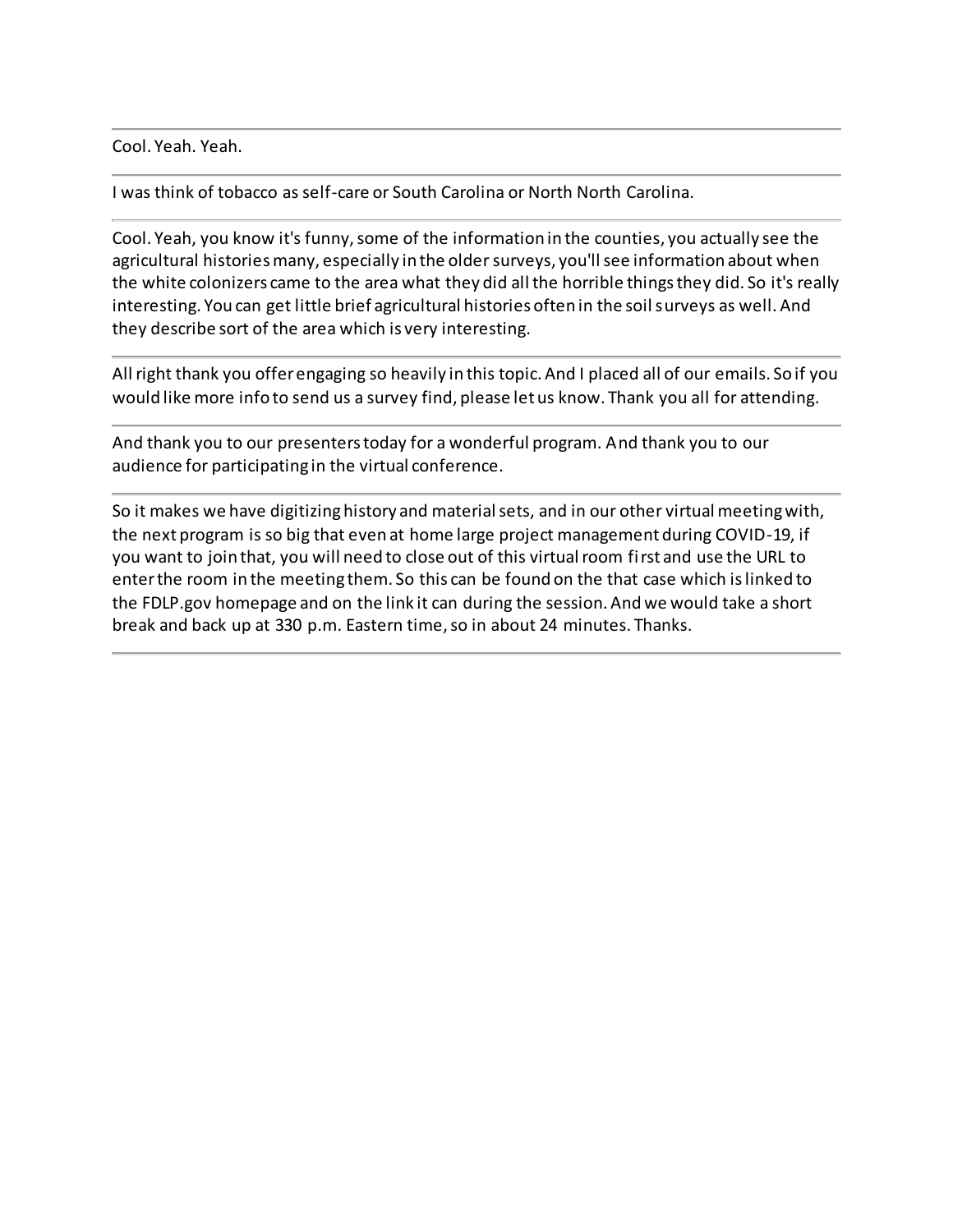Cool. Yeah. Yeah.

---

I was think of tobacco as self-care or South Carolina or North North Carolina.

---

Cool. Yeah, you know it's funny, some of the information in the counties, you actually see the agricultural histories many, especially in the older surveys, you'll see information about when the white colonizers came to the area what they did all the horrible things they did. So it's really interesting. You can get little brief agricultural histories often in the soil surveys as well. And they describe sort of the area which is very interesting.

---

All right thank you offer engaging so heavily in this topic. And I placed all of our emails. So if you would like more info to send us a survey find, please let us know. Thank you all for attending.

---

And thank you to our presenters today for a wonderful program. And thank you to our audience for participating in the virtual conference.

---

So it makes we have digitizing history and material sets, and in our other virtual meeting with, the next program is so big that even at home large project management during COVID-19, if you want to join that, you will need to close out of this virtual room first and use the URL to enter the room in the meeting them. So this can be found on the that case which is linked to the FDLP.gov homepage and on the link it can during the session. And we would take a short break and back up at 330 p.m. Eastern time, so in about 24 minutes. Thanks.

---